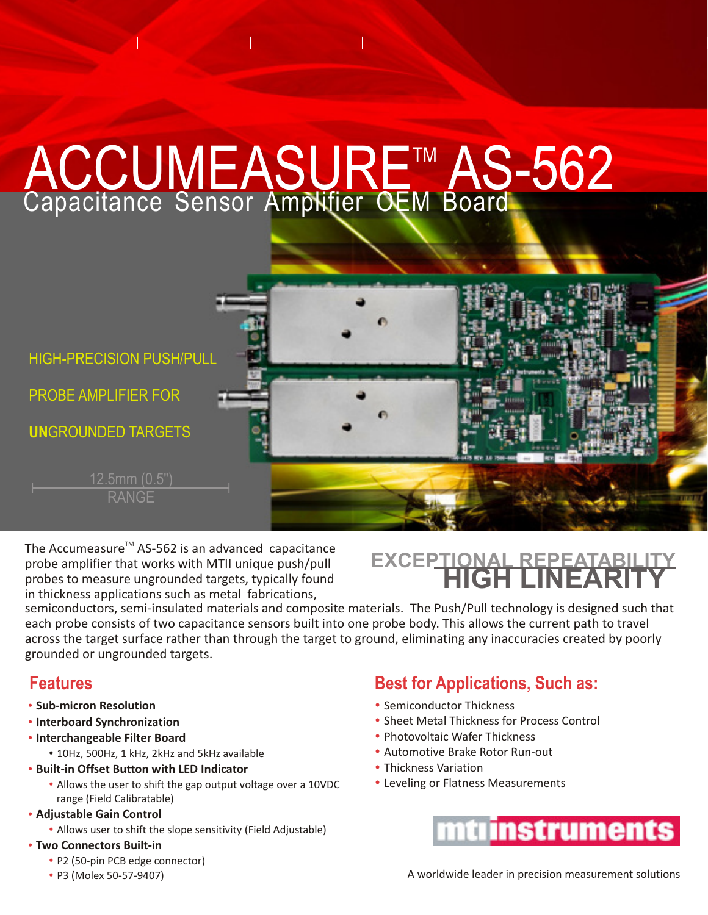# ACCUMEASURE™ AS-562

## Capacitance Sensor Amplifier OEM Board

HIGH-PRECISION PUSH/PULL PROBE AMPLIFIER FOR UNGROUNDED TARGETS

12.5mm (0.5") RANGE

EXCEPTIONAL REPEATABILITY
HIGH LINEARITY

The Accumeasure™ AS-562 is an advanced capacitance probe amplifier that works with MTII unique push/pull probes to measure ungrounded targets, typically found in thickness applications such as metal fabrications, semiconductors, semi-insulated materials and composite materials. The Push/Pull technology is designed such that each probe consists of two capacitance sensors built into one probe body. This allows the current path to travel across the target surface rather than through the target to ground, eliminating any inaccuracies created by poorly grounded or ungrounded targets.

## Features

- **Sub-micron Resolution**
- **Interboard Synchronization**
- **Interchangeable Filter Board**
  - 10Hz, 500Hz, 1 kHz, 2kHz and 5kHz available
- **Built-in Offset Button with LED Indicator**
  - Allows the user to shift the gap output voltage over a 10VDC range (Field Calibratable)
- **Adjustable Gain Control**
  - Allows user to shift the slope sensitivity (Field Adjustable)
- **Two Connectors Built-in**
  - P2 (50-pin PCB edge connector)
  - P3 (Molex 50-57-9407)

## Best for Applications, Such as:

- Semiconductor Thickness
- Sheet Metal Thickness for Process Control
- Photovoltaic Wafer Thickness
- Automotive Brake Rotor Run-out
- Thickness Variation
- Leveling or Flatness Measurements

mtiinstruments

A worldwide leader in precision measurement solutions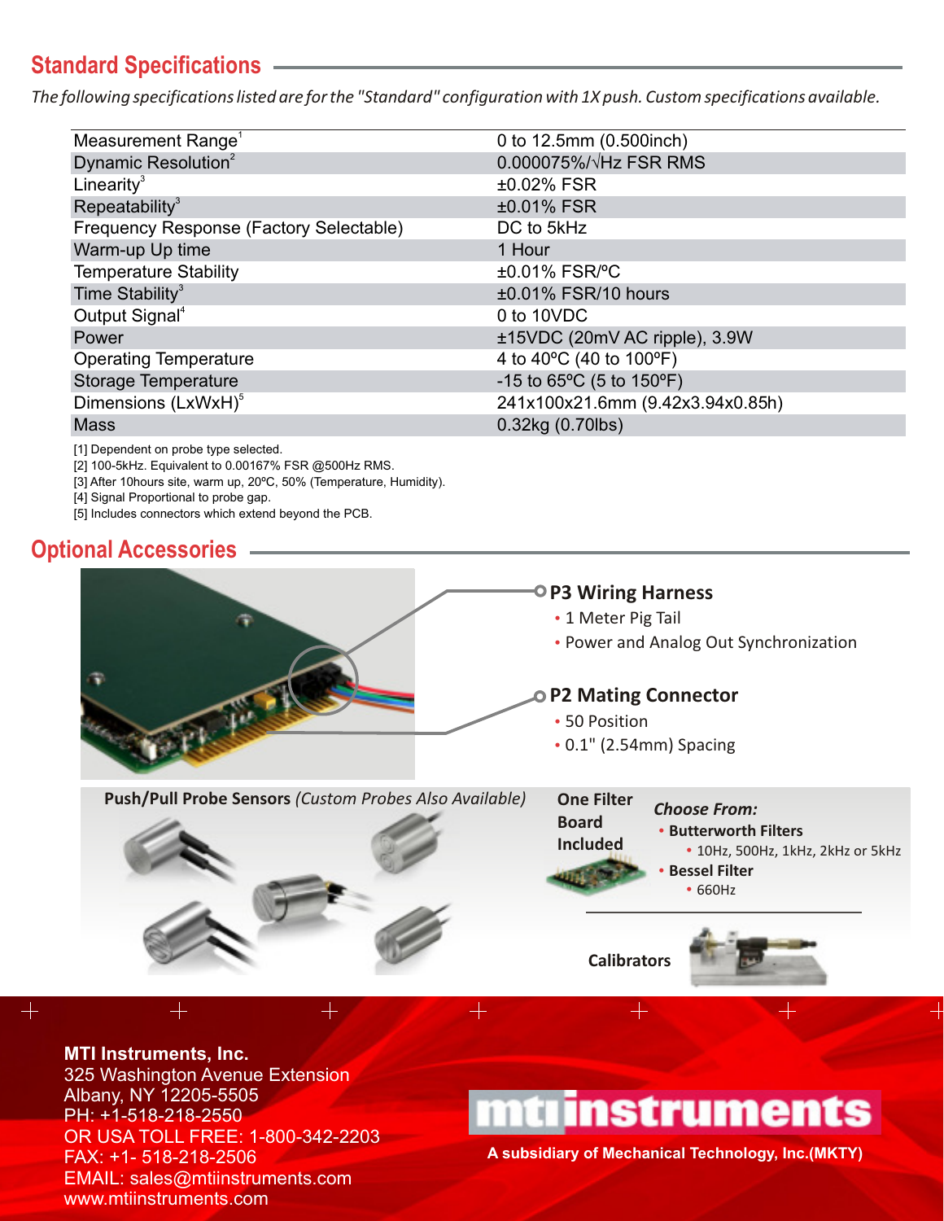## Standard Specifications

*The following specifications listed are for the "Standard" configuration with 1X push. Custom specifications available.*

| | |
|---|---|
| Measurement Range[1] | 0 to 12.5mm (0.500inch) |
| Dynamic Resolution[2] | 0.000075%/√Hz FSR RMS |
| Linearity[3] | ±0.02% FSR |
| Repeatability[3] | ±0.01% FSR |
| Frequency Response (Factory Selectable) | DC to 5kHz |
| Warm-up Up time | 1 Hour |
| Temperature Stability | ±0.01% FSR/ºC |
| Time Stability[3] | ±0.01% FSR/10 hours |
| Output Signal[4] | 0 to 10VDC |
| Power | ±15VDC (20mV AC ripple), 3.9W |
| Operating Temperature | 4 to 40ºC (40 to 100ºF) |
| Storage Temperature | -15 to 65ºC (5 to 150ºF) |
| Dimensions (LxWxH)[5] | 241x100x21.6mm (9.42x3.94x0.85h) |
| Mass | 0.32kg (0.70lbs) |

[1] Dependent on probe type selected.
[2] 100-5kHz. Equivalent to 0.00167% FSR @500Hz RMS.
[3] After 10hours site, warm up, 20ºC, 50% (Temperature, Humidity).
[4] Signal Proportional to probe gap.
[5] Includes connectors which extend beyond the PCB.

## Optional Accessories

**P3 Wiring Harness**
- 1 Meter Pig Tail
- Power and Analog Out Synchronization

**P2 Mating Connector**
- 50 Position
- 0.1" (2.54mm) Spacing

**Push/Pull Probe Sensors** *(Custom Probes Also Available)*

**One Filter Board Included**

*Choose From:*
- **Butterworth Filters**
  - 10Hz, 500Hz, 1kHz, 2kHz or 5kHz
- **Bessel Filter**
  - 660Hz

**Calibrators**

**MTI Instruments, Inc.**
325 Washington Avenue Extension
Albany, NY 12205-5505
PH: +1-518-218-2550
OR USA TOLL FREE: 1-800-342-2203
FAX: +1- 518-218-2506
EMAIL: sales@mtiinstruments.com
www.mtiinstruments.com

mti instruments

A subsidiary of Mechanical Technology, Inc.(MKTY)